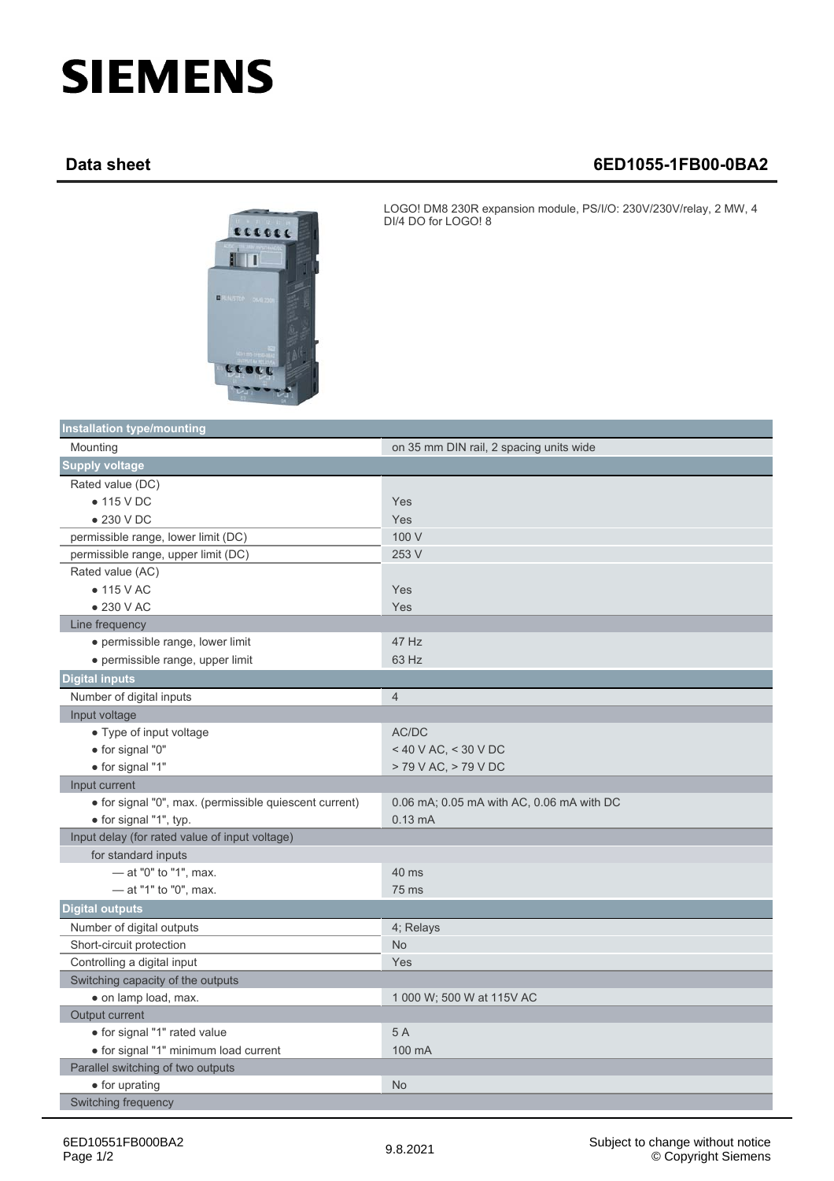# SIEMENS

## Data sheet 6ED1055-1FB00-0BA2

LOGO! DM8 230R expansion module, PS/I/O: 230V/230V/relay, 2 MW, 4 DI/4 DO for LOGO! 8

| Installation type/mounting | |
|---|---|
| Mounting | on 35 mm DIN rail, 2 spacing units wide |
| **Supply voltage** | |
| Rated value (DC) | |
| • 115 V DC | Yes |
| • 230 V DC | Yes |
| permissible range, lower limit (DC) | 100 V |
| permissible range, upper limit (DC) | 253 V |
| Rated value (AC) | |
| • 115 V AC | Yes |
| • 230 V AC | Yes |
| Line frequency | |
| • permissible range, lower limit | 47 Hz |
| • permissible range, upper limit | 63 Hz |
| **Digital inputs** | |
| Number of digital inputs | 4 |
| Input voltage | |
| • Type of input voltage | AC/DC |
| • for signal "0" | < 40 V AC, < 30 V DC |
| • for signal "1" | > 79 V AC, > 79 V DC |
| Input current | |
| • for signal "0", max. (permissible quiescent current) | 0.06 mA; 0.05 mA with AC, 0.06 mA with DC |
| • for signal "1", typ. | 0.13 mA |
| Input delay (for rated value of input voltage) | |
| for standard inputs | |
| — at "0" to "1", max. | 40 ms |
| — at "1" to "0", max. | 75 ms |
| **Digital outputs** | |
| Number of digital outputs | 4; Relays |
| Short-circuit protection | No |
| Controlling a digital input | Yes |
| Switching capacity of the outputs | |
| • on lamp load, max. | 1 000 W; 500 W at 115V AC |
| Output current | |
| • for signal "1" rated value | 5 A |
| • for signal "1" minimum load current | 100 mA |
| Parallel switching of two outputs | |
| • for uprating | No |
| Switching frequency | |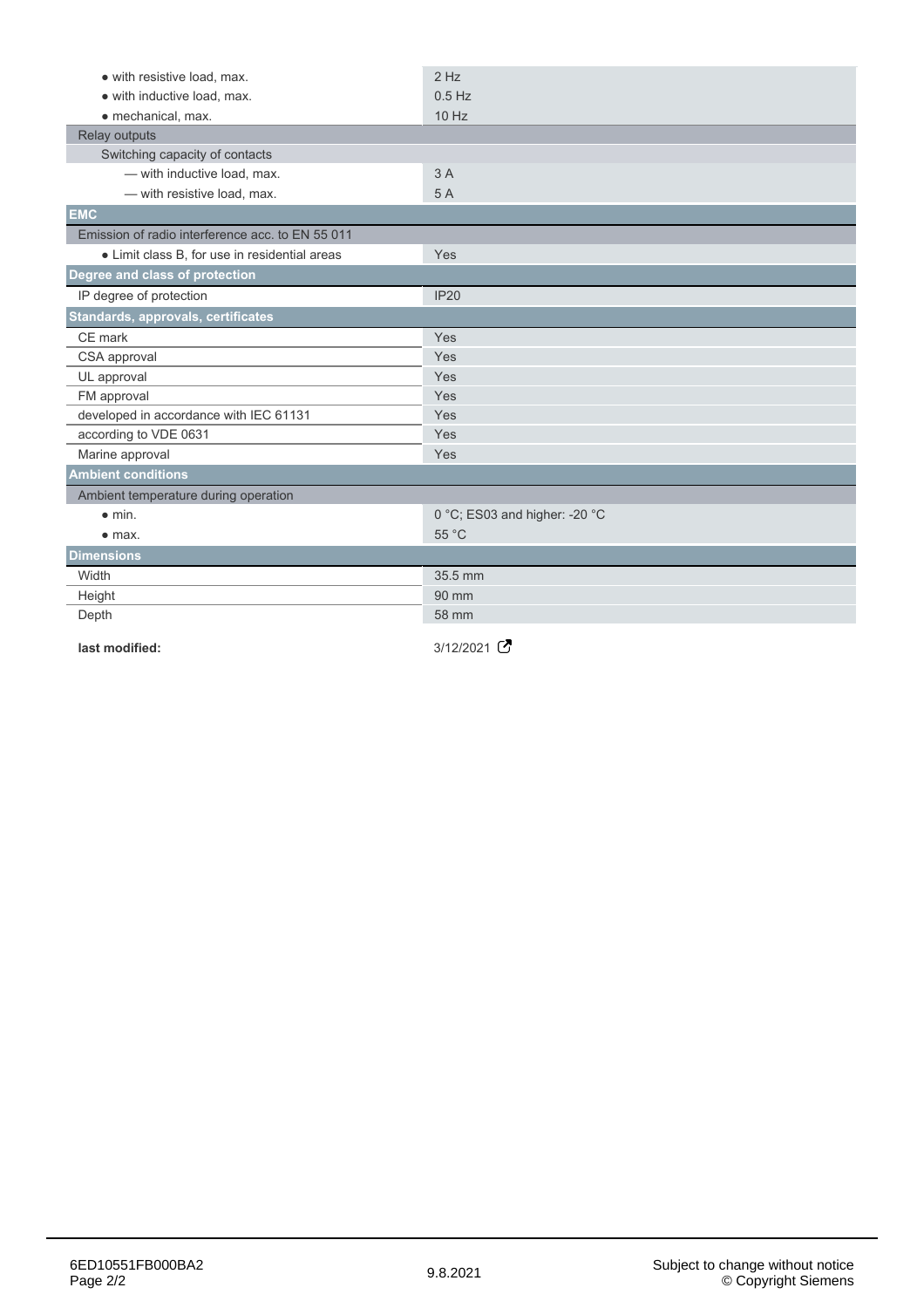| | |
|---|---|
| • with resistive load, max. | 2 Hz |
| • with inductive load, max. | 0.5 Hz |
| • mechanical, max. | 10 Hz |
| Relay outputs | |
| Switching capacity of contacts | |
| — with inductive load, max. | 3 A |
| — with resistive load, max. | 5 A |
| **EMC** | |
| Emission of radio interference acc. to EN 55 011 | |
| • Limit class B, for use in residential areas | Yes |
| **Degree and class of protection** | |
| IP degree of protection | IP20 |
| **Standards, approvals, certificates** | |
| CE mark | Yes |
| CSA approval | Yes |
| UL approval | Yes |
| FM approval | Yes |
| developed in accordance with IEC 61131 | Yes |
| according to VDE 0631 | Yes |
| Marine approval | Yes |
| **Ambient conditions** | |
| Ambient temperature during operation | |
| • min. | 0 °C; ES03 and higher: -20 °C |
| • max. | 55 °C |
| **Dimensions** | |
| Width | 35.5 mm |
| Height | 90 mm |
| Depth | 58 mm |

**last modified:** 3/12/2021

6ED10551FB000BA2

9.8.2021

Subject to change without notice
© Copyright Siemens